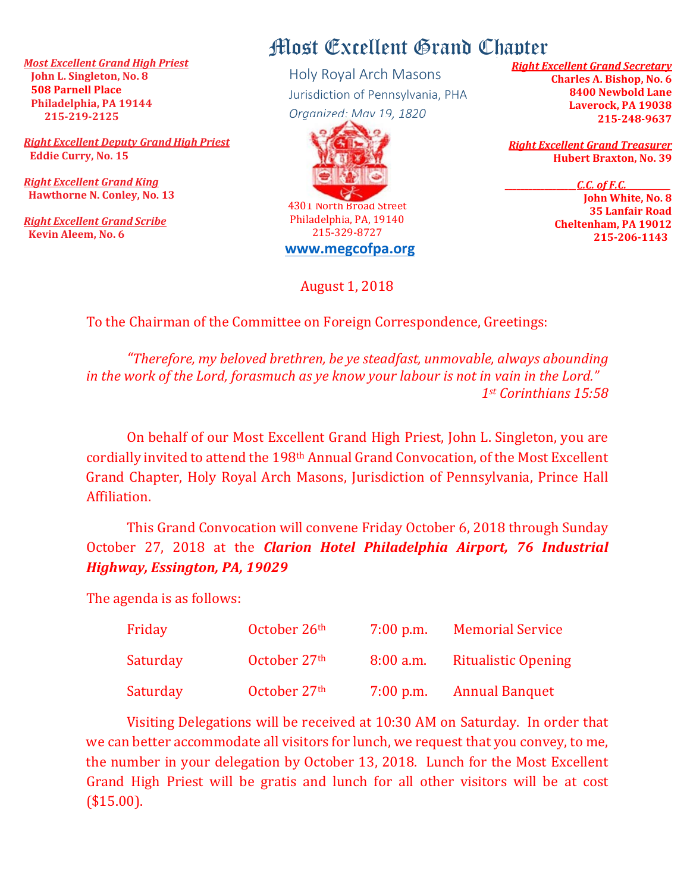# Most Excellent Grand Chapter

Holy Royal Arch Masons
Jurisdiction of Pennsylvania, PHA
*Organized: May 19, 1820*

4301 North Broad Street
Philadelphia, PA, 19140
215-329-8727
**www.megcofpa.org**

***Most Excellent Grand High Priest***
**John L. Singleton, No. 8**
**508 Parnell Place**
**Philadelphia, PA 19144**
**215-219-2125**

***Right Excellent Deputy Grand High Priest***
**Eddie Curry, No. 15**

***Right Excellent Grand King***
**Hawthorne N. Conley, No. 13**

***Right Excellent Grand Scribe***
**Kevin Aleem, No. 6**

***Right Excellent Grand Secretary***
**Charles A. Bishop, No. 6**
**8400 Newbold Lane**
**Laverock, PA 19038**
**215-248-9637**

***Right Excellent Grand Treasurer***
**Hubert Braxton, No. 39**

***C.C. of F.C.***
**John White, No. 8**
**35 Lanfair Road**
**Cheltenham, PA 19012**
**215-206-1143**

August 1, 2018

To the Chairman of the Committee on Foreign Correspondence, Greetings:

*"Therefore, my beloved brethren, be ye steadfast, unmovable, always abounding in the work of the Lord, forasmuch as ye know your labour is not in vain in the Lord."*
*1st Corinthians 15:58*

On behalf of our Most Excellent Grand High Priest, John L. Singleton, you are cordially invited to attend the 198th Annual Grand Convocation, of the Most Excellent Grand Chapter, Holy Royal Arch Masons, Jurisdiction of Pennsylvania, Prince Hall Affiliation.

This Grand Convocation will convene Friday October 6, 2018 through Sunday October 27, 2018 at the ***Clarion Hotel Philadelphia Airport, 76 Industrial Highway, Essington, PA, 19029***

The agenda is as follows:

| | | | |
|---|---|---|---|
| Friday | October 26th | 7:00 p.m. | Memorial Service |
| Saturday | October 27th | 8:00 a.m. | Ritualistic Opening |
| Saturday | October 27th | 7:00 p.m. | Annual Banquet |

Visiting Delegations will be received at 10:30 AM on Saturday. In order that we can better accommodate all visitors for lunch, we request that you convey, to me, the number in your delegation by October 13, 2018. Lunch for the Most Excellent Grand High Priest will be gratis and lunch for all other visitors will be at cost ($15.00).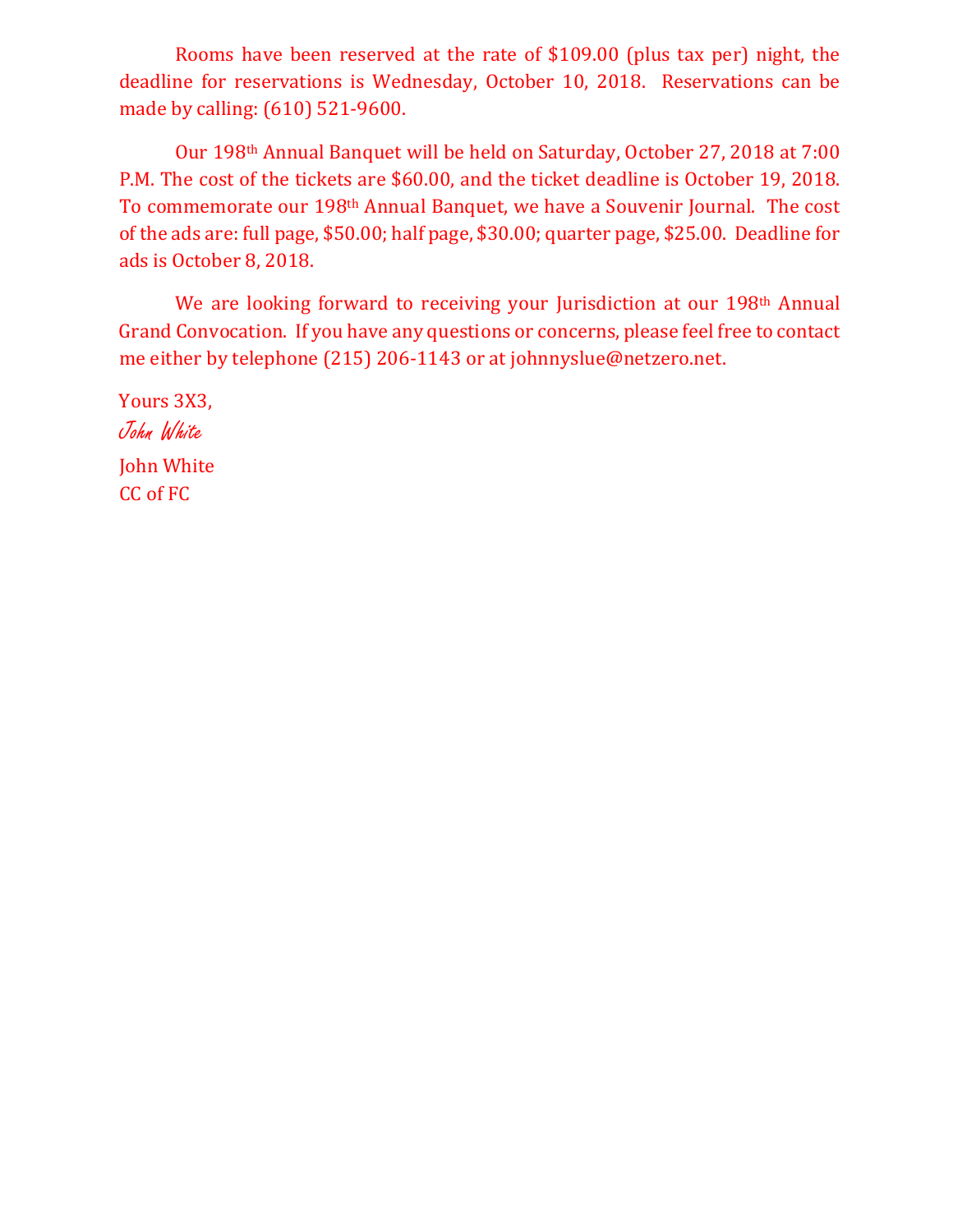Rooms have been reserved at the rate of $109.00 (plus tax per) night, the deadline for reservations is Wednesday, October 10, 2018. Reservations can be made by calling: (610) 521-9600.

Our 198th Annual Banquet will be held on Saturday, October 27, 2018 at 7:00 P.M. The cost of the tickets are $60.00, and the ticket deadline is October 19, 2018. To commemorate our 198th Annual Banquet, we have a Souvenir Journal. The cost of the ads are: full page, $50.00; half page, $30.00; quarter page, $25.00. Deadline for ads is October 8, 2018.

We are looking forward to receiving your Jurisdiction at our 198th Annual Grand Convocation. If you have any questions or concerns, please feel free to contact me either by telephone (215) 206-1143 or at johnnyslue@netzero.net.

Yours 3X3,

*John White*

John White
CC of FC